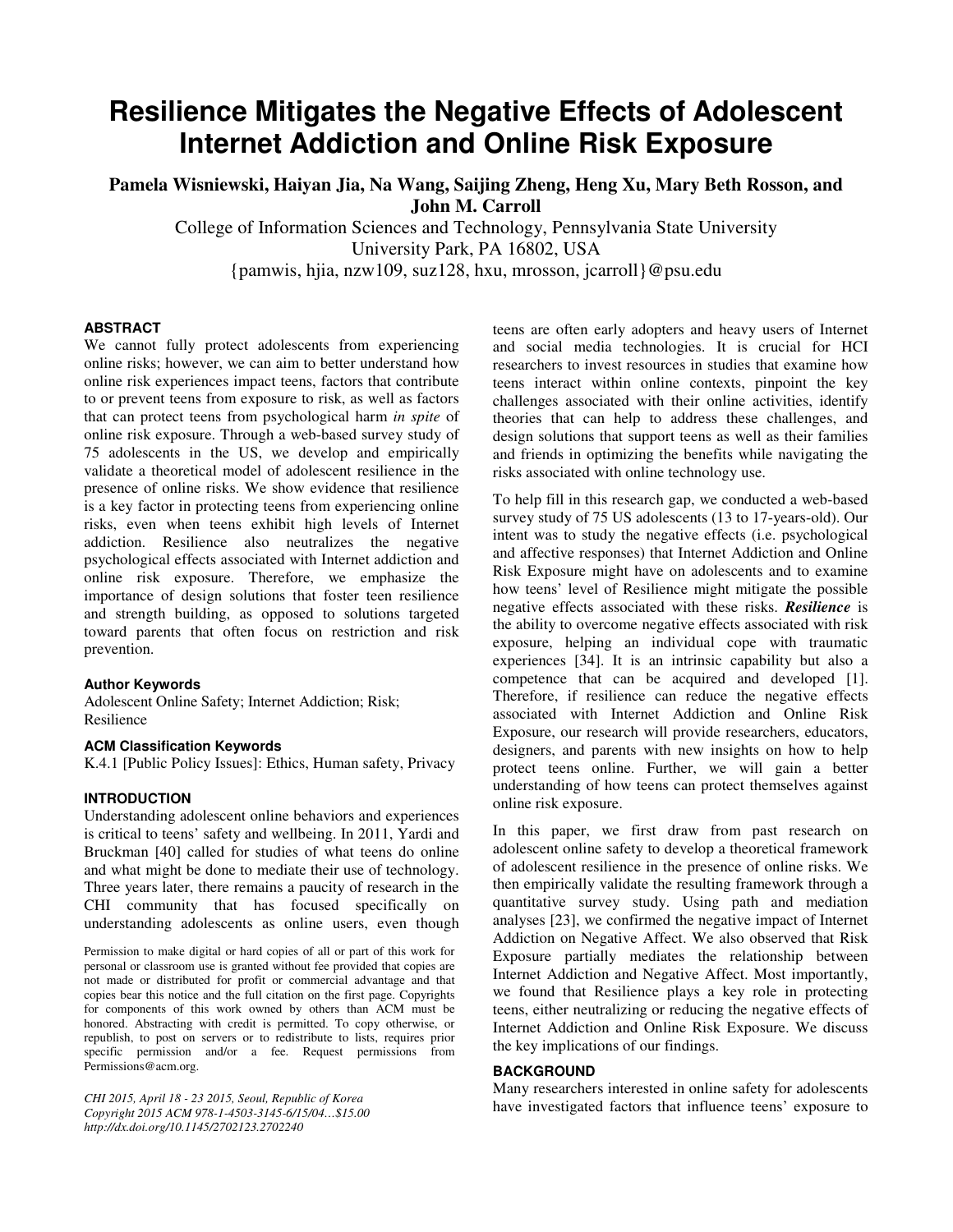# Resilience Mitigates the Negative Effects of Adolescent Internet Addiction and Online Risk Exposure

**Pamela Wisniewski, Haiyan Jia, Na Wang, Saijing Zheng, Heng Xu, Mary Beth Rosson, and John M. Carroll**

College of Information Sciences and Technology, Pennsylvania State University
University Park, PA 16802, USA
{pamwis, hjia, nzw109, suz128, hxu, mrosson, jcarroll}@psu.edu

### ABSTRACT

We cannot fully protect adolescents from experiencing online risks; however, we can aim to better understand how online risk experiences impact teens, factors that contribute to or prevent teens from exposure to risk, as well as factors that can protect teens from psychological harm *in spite* of online risk exposure. Through a web-based survey study of 75 adolescents in the US, we develop and empirically validate a theoretical model of adolescent resilience in the presence of online risks. We show evidence that resilience is a key factor in protecting teens from experiencing online risks, even when teens exhibit high levels of Internet addiction. Resilience also neutralizes the negative psychological effects associated with Internet addiction and online risk exposure. Therefore, we emphasize the importance of design solutions that foster teen resilience and strength building, as opposed to solutions targeted toward parents that often focus on restriction and risk prevention.

### Author Keywords

Adolescent Online Safety; Internet Addiction; Risk; Resilience

### ACM Classification Keywords

K.4.1 [Public Policy Issues]: Ethics, Human safety, Privacy

### INTRODUCTION

Understanding adolescent online behaviors and experiences is critical to teens' safety and wellbeing. In 2011, Yardi and Bruckman [40] called for studies of what teens do online and what might be done to mediate their use of technology. Three years later, there remains a paucity of research in the CHI community that has focused specifically on understanding adolescents as online users, even though teens are often early adopters and heavy users of Internet and social media technologies. It is crucial for HCI researchers to invest resources in studies that examine how teens interact within online contexts, pinpoint the key challenges associated with their online activities, identify theories that can help to address these challenges, and design solutions that support teens as well as their families and friends in optimizing the benefits while navigating the risks associated with online technology use.

To help fill in this research gap, we conducted a web-based survey study of 75 US adolescents (13 to 17-years-old). Our intent was to study the negative effects (i.e. psychological and affective responses) that Internet Addiction and Online Risk Exposure might have on adolescents and to examine how teens' level of Resilience might mitigate the possible negative effects associated with these risks. ***Resilience*** is the ability to overcome negative effects associated with risk exposure, helping an individual cope with traumatic experiences [34]. It is an intrinsic capability but also a competence that can be acquired and developed [1]. Therefore, if resilience can reduce the negative effects associated with Internet Addiction and Online Risk Exposure, our research will provide researchers, educators, designers, and parents with new insights on how to help protect teens online. Further, we will gain a better understanding of how teens can protect themselves against online risk exposure.

In this paper, we first draw from past research on adolescent online safety to develop a theoretical framework of adolescent resilience in the presence of online risks. We then empirically validate the resulting framework through a quantitative survey study. Using path and mediation analyses [23], we confirmed the negative impact of Internet Addiction on Negative Affect. We also observed that Risk Exposure partially mediates the relationship between Internet Addiction and Negative Affect. Most importantly, we found that Resilience plays a key role in protecting teens, either neutralizing or reducing the negative effects of Internet Addiction and Online Risk Exposure. We discuss the key implications of our findings.

### BACKGROUND

Many researchers interested in online safety for adolescents have investigated factors that influence teens' exposure to

Permission to make digital or hard copies of all or part of this work for personal or classroom use is granted without fee provided that copies are not made or distributed for profit or commercial advantage and that copies bear this notice and the full citation on the first page. Copyrights for components of this work owned by others than ACM must be honored. Abstracting with credit is permitted. To copy otherwise, or republish, to post on servers or to redistribute to lists, requires prior specific permission and/or a fee. Request permissions from Permissions@acm.org.

*CHI 2015, April 18 - 23 2015, Seoul, Republic of Korea*
*Copyright 2015 ACM 978-1-4503-3145-6/15/04…$15.00*
*http://dx.doi.org/10.1145/2702123.2702240*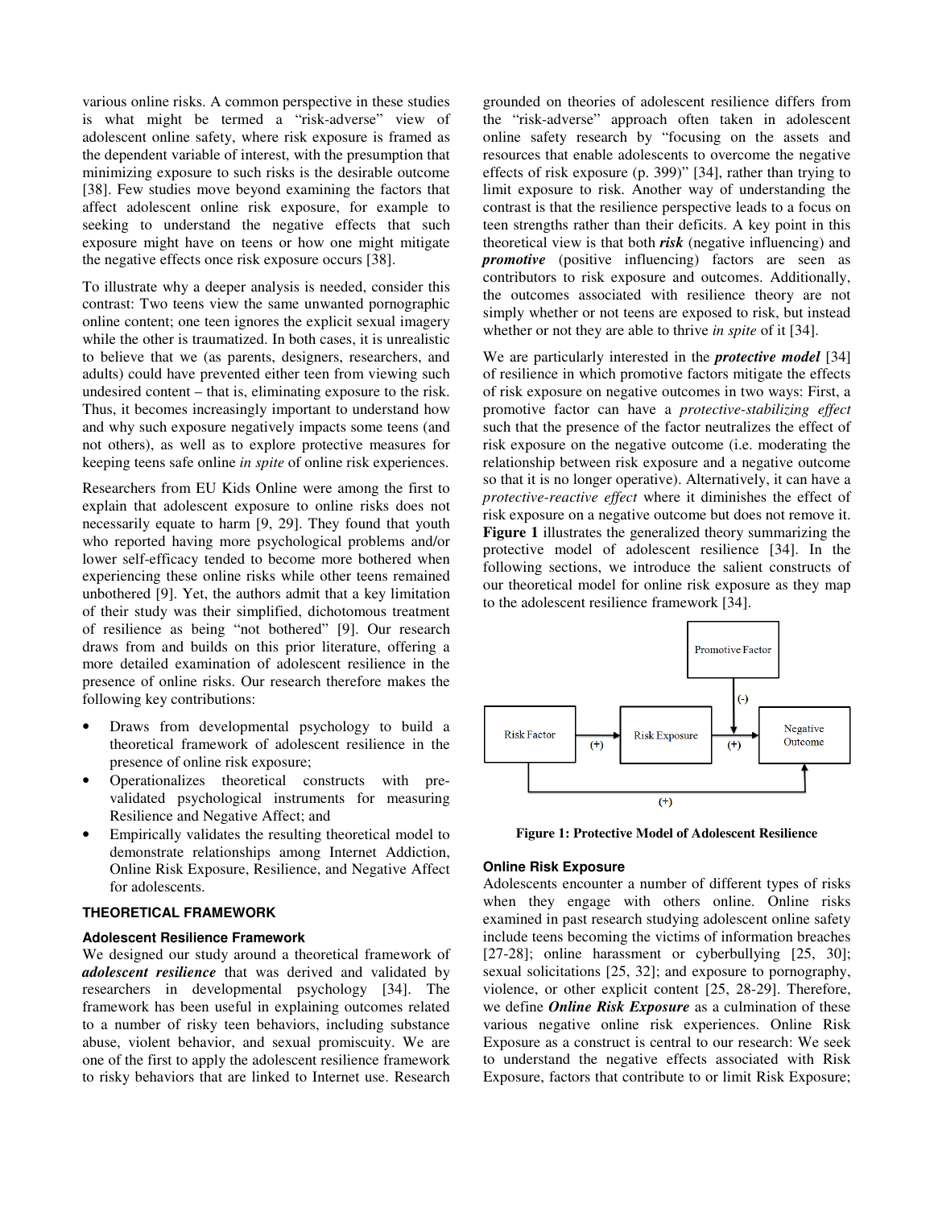various online risks. A common perspective in these studies is what might be termed a "risk-adverse" view of adolescent online safety, where risk exposure is framed as the dependent variable of interest, with the presumption that minimizing exposure to such risks is the desirable outcome [38]. Few studies move beyond examining the factors that affect adolescent online risk exposure, for example to seeking to understand the negative effects that such exposure might have on teens or how one might mitigate the negative effects once risk exposure occurs [38].

To illustrate why a deeper analysis is needed, consider this contrast: Two teens view the same unwanted pornographic online content; one teen ignores the explicit sexual imagery while the other is traumatized. In both cases, it is unrealistic to believe that we (as parents, designers, researchers, and adults) could have prevented either teen from viewing such undesired content – that is, eliminating exposure to the risk. Thus, it becomes increasingly important to understand how and why such exposure negatively impacts some teens (and not others), as well as to explore protective measures for keeping teens safe online *in spite* of online risk experiences.

Researchers from EU Kids Online were among the first to explain that adolescent exposure to online risks does not necessarily equate to harm [9, 29]. They found that youth who reported having more psychological problems and/or lower self-efficacy tended to become more bothered when experiencing these online risks while other teens remained unbothered [9]. Yet, the authors admit that a key limitation of their study was their simplified, dichotomous treatment of resilience as being "not bothered" [9]. Our research draws from and builds on this prior literature, offering a more detailed examination of adolescent resilience in the presence of online risks. Our research therefore makes the following key contributions:

- Draws from developmental psychology to build a theoretical framework of adolescent resilience in the presence of online risk exposure;
- Operationalizes theoretical constructs with pre-validated psychological instruments for measuring Resilience and Negative Affect; and
- Empirically validates the resulting theoretical model to demonstrate relationships among Internet Addiction, Online Risk Exposure, Resilience, and Negative Affect for adolescents.

## THEORETICAL FRAMEWORK

### Adolescent Resilience Framework

We designed our study around a theoretical framework of ***adolescent resilience*** that was derived and validated by researchers in developmental psychology [34]. The framework has been useful in explaining outcomes related to a number of risky teen behaviors, including substance abuse, violent behavior, and sexual promiscuity. We are one of the first to apply the adolescent resilience framework to risky behaviors that are linked to Internet use. Research grounded on theories of adolescent resilience differs from the "risk-adverse" approach often taken in adolescent online safety research by "focusing on the assets and resources that enable adolescents to overcome the negative effects of risk exposure (p. 399)" [34], rather than trying to limit exposure to risk. Another way of understanding the contrast is that the resilience perspective leads to a focus on teen strengths rather than their deficits. A key point in this theoretical view is that both ***risk*** (negative influencing) and ***promotive*** (positive influencing) factors are seen as contributors to risk exposure and outcomes. Additionally, the outcomes associated with resilience theory are not simply whether or not teens are exposed to risk, but instead whether or not they are able to thrive *in spite* of it [34].

We are particularly interested in the ***protective model*** [34] of resilience in which promotive factors mitigate the effects of risk exposure on negative outcomes in two ways: First, a promotive factor can have a *protective-stabilizing effect* such that the presence of the factor neutralizes the effect of risk exposure on the negative outcome (i.e. moderating the relationship between risk exposure and a negative outcome so that it is no longer operative). Alternatively, it can have a *protective-reactive effect* where it diminishes the effect of risk exposure on a negative outcome but does not remove it. **Figure 1** illustrates the generalized theory summarizing the protective model of adolescent resilience [34]. In the following sections, we introduce the salient constructs of our theoretical model for online risk exposure as they map to the adolescent resilience framework [34].

Promotive Factor (-) → ; Risk Factor (+) → Risk Exposure (+) → Negative Outcome; Risk Factor (+) → Negative Outcome

**Figure 1: Protective Model of Adolescent Resilience**

### Online Risk Exposure

Adolescents encounter a number of different types of risks when they engage with others online. Online risks examined in past research studying adolescent online safety include teens becoming the victims of information breaches [27-28]; online harassment or cyberbullying [25, 30]; sexual solicitations [25, 32]; and exposure to pornography, violence, or other explicit content [25, 28-29]. Therefore, we define ***Online Risk Exposure*** as a culmination of these various negative online risk experiences. Online Risk Exposure as a construct is central to our research: We seek to understand the negative effects associated with Risk Exposure, factors that contribute to or limit Risk Exposure;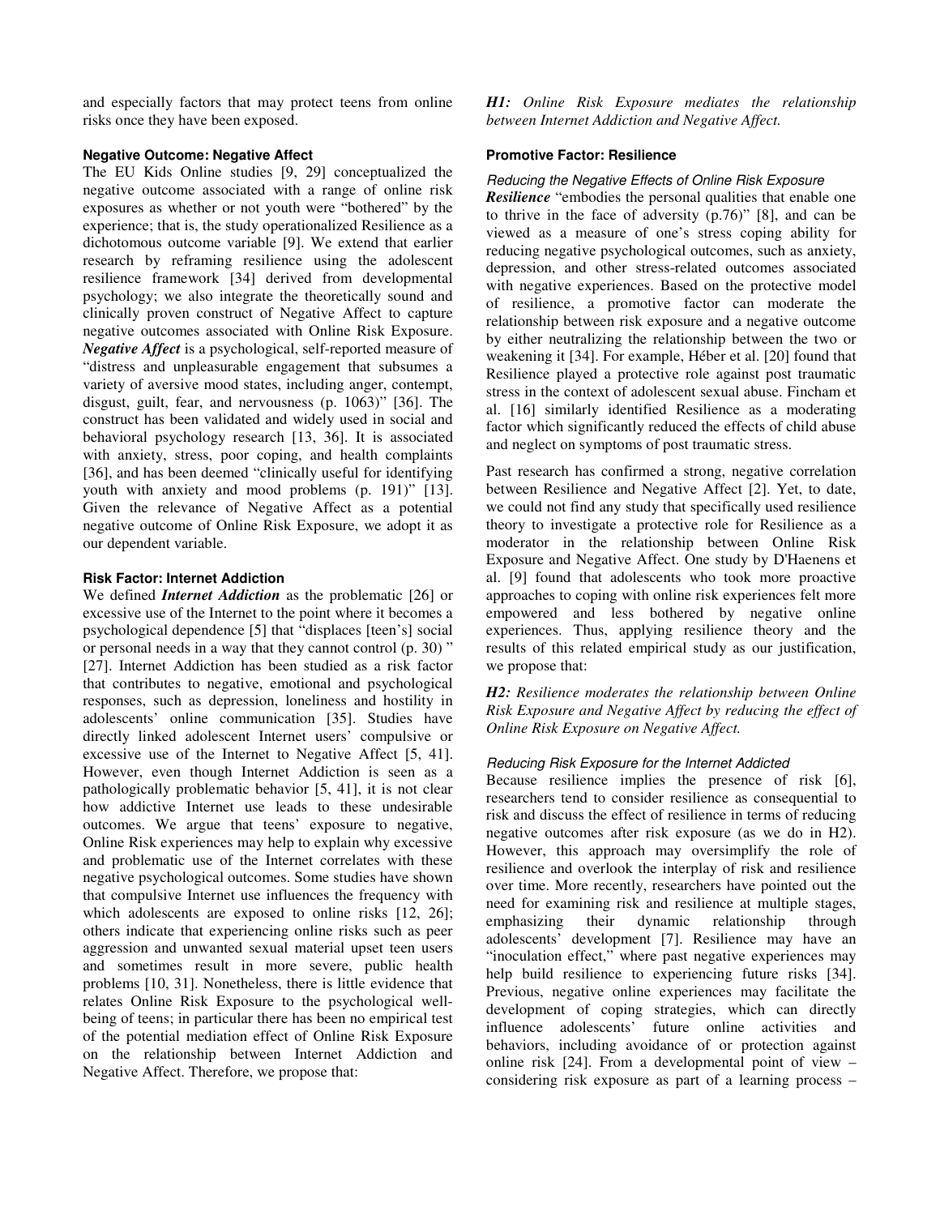and especially factors that may protect teens from online risks once they have been exposed.

### Negative Outcome: Negative Affect

The EU Kids Online studies [9, 29] conceptualized the negative outcome associated with a range of online risk exposures as whether or not youth were "bothered" by the experience; that is, the study operationalized Resilience as a dichotomous outcome variable [9]. We extend that earlier research by reframing resilience using the adolescent resilience framework [34] derived from developmental psychology; we also integrate the theoretically sound and clinically proven construct of Negative Affect to capture negative outcomes associated with Online Risk Exposure. ***Negative Affect*** is a psychological, self-reported measure of "distress and unpleasurable engagement that subsumes a variety of aversive mood states, including anger, contempt, disgust, guilt, fear, and nervousness (p. 1063)" [36]. The construct has been validated and widely used in social and behavioral psychology research [13, 36]. It is associated with anxiety, stress, poor coping, and health complaints [36], and has been deemed "clinically useful for identifying youth with anxiety and mood problems (p. 191)" [13]. Given the relevance of Negative Affect as a potential negative outcome of Online Risk Exposure, we adopt it as our dependent variable.

### Risk Factor: Internet Addiction

We defined ***Internet Addiction*** as the problematic [26] or excessive use of the Internet to the point where it becomes a psychological dependence [5] that "displaces [teen's] social or personal needs in a way that they cannot control (p. 30) " [27]. Internet Addiction has been studied as a risk factor that contributes to negative, emotional and psychological responses, such as depression, loneliness and hostility in adolescents' online communication [35]. Studies have directly linked adolescent Internet users' compulsive or excessive use of the Internet to Negative Affect [5, 41]. However, even though Internet Addiction is seen as a pathologically problematic behavior [5, 41], it is not clear how addictive Internet use leads to these undesirable outcomes. We argue that teens' exposure to negative, Online Risk experiences may help to explain why excessive and problematic use of the Internet correlates with these negative psychological outcomes. Some studies have shown that compulsive Internet use influences the frequency with which adolescents are exposed to online risks [12, 26]; others indicate that experiencing online risks such as peer aggression and unwanted sexual material upset teen users and sometimes result in more severe, public health problems [10, 31]. Nonetheless, there is little evidence that relates Online Risk Exposure to the psychological well-being of teens; in particular there has been no empirical test of the potential mediation effect of Online Risk Exposure on the relationship between Internet Addiction and Negative Affect. Therefore, we propose that:

***H1:*** *Online Risk Exposure mediates the relationship between Internet Addiction and Negative Affect.*

### Promotive Factor: Resilience

#### *Reducing the Negative Effects of Online Risk Exposure*

***Resilience*** "embodies the personal qualities that enable one to thrive in the face of adversity (p.76)" [8], and can be viewed as a measure of one's stress coping ability for reducing negative psychological outcomes, such as anxiety, depression, and other stress-related outcomes associated with negative experiences. Based on the protective model of resilience, a promotive factor can moderate the relationship between risk exposure and a negative outcome by either neutralizing the relationship between the two or weakening it [34]. For example, Héber et al. [20] found that Resilience played a protective role against post traumatic stress in the context of adolescent sexual abuse. Fincham et al. [16] similarly identified Resilience as a moderating factor which significantly reduced the effects of child abuse and neglect on symptoms of post traumatic stress.

Past research has confirmed a strong, negative correlation between Resilience and Negative Affect [2]. Yet, to date, we could not find any study that specifically used resilience theory to investigate a protective role for Resilience as a moderator in the relationship between Online Risk Exposure and Negative Affect. One study by D'Haenens et al. [9] found that adolescents who took more proactive approaches to coping with online risk experiences felt more empowered and less bothered by negative online experiences. Thus, applying resilience theory and the results of this related empirical study as our justification, we propose that:

***H2:*** *Resilience moderates the relationship between Online Risk Exposure and Negative Affect by reducing the effect of Online Risk Exposure on Negative Affect.*

#### *Reducing Risk Exposure for the Internet Addicted*

Because resilience implies the presence of risk [6], researchers tend to consider resilience as consequential to risk and discuss the effect of resilience in terms of reducing negative outcomes after risk exposure (as we do in H2). However, this approach may oversimplify the role of resilience and overlook the interplay of risk and resilience over time. More recently, researchers have pointed out the need for examining risk and resilience at multiple stages, emphasizing their dynamic relationship through adolescents' development [7]. Resilience may have an "inoculation effect," where past negative experiences may help build resilience to experiencing future risks [34]. Previous, negative online experiences may facilitate the development of coping strategies, which can directly influence adolescents' future online activities and behaviors, including avoidance of or protection against online risk [24]. From a developmental point of view – considering risk exposure as part of a learning process –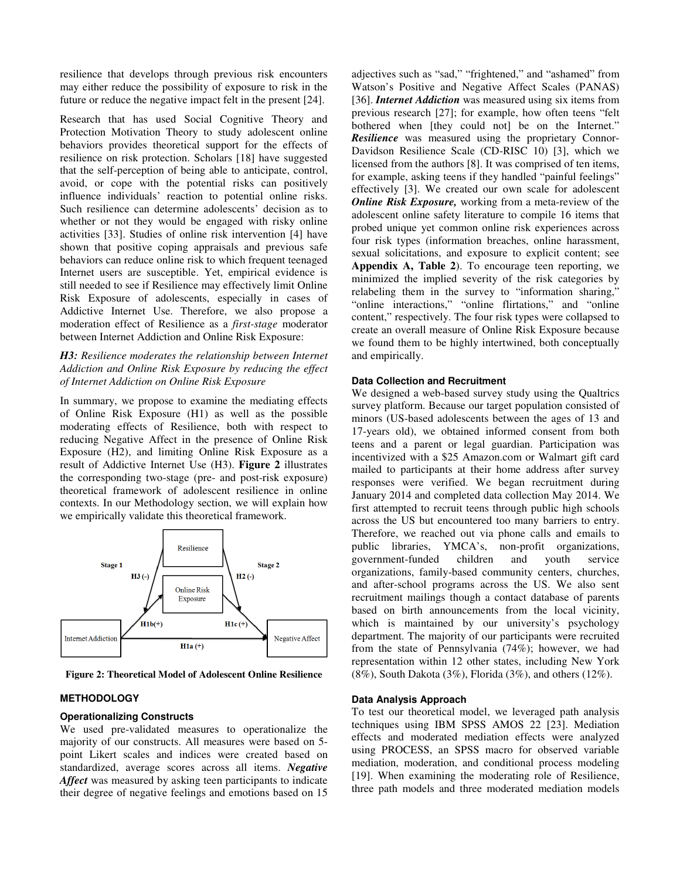resilience that develops through previous risk encounters may either reduce the possibility of exposure to risk in the future or reduce the negative impact felt in the present [24].

Research that has used Social Cognitive Theory and Protection Motivation Theory to study adolescent online behaviors provides theoretical support for the effects of resilience on risk protection. Scholars [18] have suggested that the self-perception of being able to anticipate, control, avoid, or cope with the potential risks can positively influence individuals' reaction to potential online risks. Such resilience can determine adolescents' decision as to whether or not they would be engaged with risky online activities [33]. Studies of online risk intervention [4] have shown that positive coping appraisals and previous safe behaviors can reduce online risk to which frequent teenaged Internet users are susceptible. Yet, empirical evidence is still needed to see if Resilience may effectively limit Online Risk Exposure of adolescents, especially in cases of Addictive Internet Use. Therefore, we also propose a moderation effect of Resilience as a *first-stage* moderator between Internet Addiction and Online Risk Exposure:

***H3:*** *Resilience moderates the relationship between Internet Addiction and Online Risk Exposure by reducing the effect of Internet Addiction on Online Risk Exposure*

In summary, we propose to examine the mediating effects of Online Risk Exposure (H1) as well as the possible moderating effects of Resilience, both with respect to reducing Negative Affect in the presence of Online Risk Exposure (H2), and limiting Online Risk Exposure as a result of Addictive Internet Use (H3). **Figure 2** illustrates the corresponding two-stage (pre- and post-risk exposure) theoretical framework of adolescent resilience in online contexts. In our Methodology section, we will explain how we empirically validate this theoretical framework.

Resilience | Stage 1 | Stage 2 | H3 (-) | H2 (-) | Online Risk Exposure | H1b(+) | H1c (+) | Internet Addiction | H1a (+) | Negative Affect

**Figure 2: Theoretical Model of Adolescent Online Resilience**

## METHODOLOGY

### Operationalizing Constructs

We used pre-validated measures to operationalize the majority of our constructs. All measures were based on 5-point Likert scales and indices were created based on standardized, average scores across all items. ***Negative Affect*** was measured by asking teen participants to indicate their degree of negative feelings and emotions based on 15 adjectives such as "sad," "frightened," and "ashamed" from Watson's Positive and Negative Affect Scales (PANAS) [36]. ***Internet Addiction*** was measured using six items from previous research [27]; for example, how often teens "felt bothered when [they could not] be on the Internet." ***Resilience*** was measured using the proprietary Connor-Davidson Resilience Scale (CD-RISC 10) [3], which we licensed from the authors [8]. It was comprised of ten items, for example, asking teens if they handled "painful feelings" effectively [3]. We created our own scale for adolescent ***Online Risk Exposure,*** working from a meta-review of the adolescent online safety literature to compile 16 items that probed unique yet common online risk experiences across four risk types (information breaches, online harassment, sexual solicitations, and exposure to explicit content; see **Appendix A, Table 2**). To encourage teen reporting, we minimized the implied severity of the risk categories by relabeling them in the survey to "information sharing," "online interactions," "online flirtations," and "online content," respectively. The four risk types were collapsed to create an overall measure of Online Risk Exposure because we found them to be highly intertwined, both conceptually and empirically.

### Data Collection and Recruitment

We designed a web-based survey study using the Qualtrics survey platform. Because our target population consisted of minors (US-based adolescents between the ages of 13 and 17-years old), we obtained informed consent from both teens and a parent or legal guardian. Participation was incentivized with a $25 Amazon.com or Walmart gift card mailed to participants at their home address after survey responses were verified. We began recruitment during January 2014 and completed data collection May 2014. We first attempted to recruit teens through public high schools across the US but encountered too many barriers to entry. Therefore, we reached out via phone calls and emails to public libraries, YMCA's, non-profit organizations, government-funded children and youth service organizations, family-based community centers, churches, and after-school programs across the US. We also sent recruitment mailings though a contact database of parents based on birth announcements from the local vicinity, which is maintained by our university's psychology department. The majority of our participants were recruited from the state of Pennsylvania (74%); however, we had representation within 12 other states, including New York (8%), South Dakota (3%), Florida (3%), and others (12%).

### Data Analysis Approach

To test our theoretical model, we leveraged path analysis techniques using IBM SPSS AMOS 22 [23]. Mediation effects and moderated mediation effects were analyzed using PROCESS, an SPSS macro for observed variable mediation, moderation, and conditional process modeling [19]. When examining the moderating role of Resilience, three path models and three moderated mediation models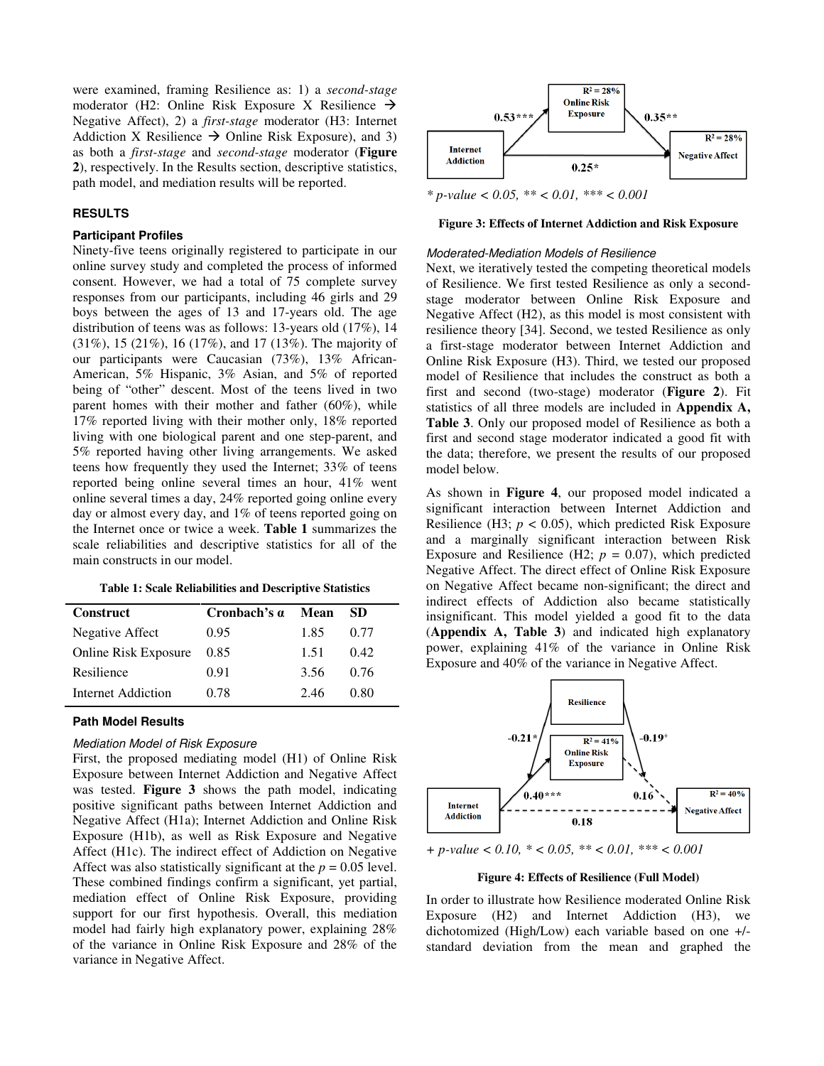were examined, framing Resilience as: 1) a *second-stage* moderator (H2: Online Risk Exposure X Resilience → Negative Affect), 2) a *first-stage* moderator (H3: Internet Addiction X Resilience → Online Risk Exposure), and 3) as both a *first-stage* and *second-stage* moderator (**Figure 2**), respectively. In the Results section, descriptive statistics, path model, and mediation results will be reported.

## RESULTS

### Participant Profiles

Ninety-five teens originally registered to participate in our online survey study and completed the process of informed consent. However, we had a total of 75 complete survey responses from our participants, including 46 girls and 29 boys between the ages of 13 and 17-years old. The age distribution of teens was as follows: 13-years old (17%), 14 (31%), 15 (21%), 16 (17%), and 17 (13%). The majority of our participants were Caucasian (73%), 13% African-American, 5% Hispanic, 3% Asian, and 5% of reported being of "other" descent. Most of the teens lived in two parent homes with their mother and father (60%), while 17% reported living with their mother only, 18% reported living with one biological parent and one step-parent, and 5% reported having other living arrangements. We asked teens how frequently they used the Internet; 33% of teens reported being online several times an hour, 41% went online several times a day, 24% reported going online every day or almost every day, and 1% of teens reported going on the Internet once or twice a week. **Table 1** summarizes the scale reliabilities and descriptive statistics for all of the main constructs in our model.

**Table 1: Scale Reliabilities and Descriptive Statistics**

| Construct | Cronbach's α | Mean | SD |
|---|---|---|---|
| Negative Affect | 0.95 | 1.85 | 0.77 |
| Online Risk Exposure | 0.85 | 1.51 | 0.42 |
| Resilience | 0.91 | 3.56 | 0.76 |
| Internet Addiction | 0.78 | 2.46 | 0.80 |

### Path Model Results

#### *Mediation Model of Risk Exposure*

First, the proposed mediating model (H1) of Online Risk Exposure between Internet Addiction and Negative Affect was tested. **Figure 3** shows the path model, indicating positive significant paths between Internet Addiction and Negative Affect (H1a); Internet Addiction and Online Risk Exposure (H1b), as well as Risk Exposure and Negative Affect (H1c). The indirect effect of Addiction on Negative Affect was also statistically significant at the $p = 0.05$ level. These combined findings confirm a significant, yet partial, mediation effect of Online Risk Exposure, providing support for our first hypothesis. Overall, this mediation model had fairly high explanatory power, explaining 28% of the variance in Online Risk Exposure and 28% of the variance in Negative Affect.

Online Risk Exposure ($R^2 = 28\%$); Internet Addiction → Online Risk Exposure: 0.53***; Online Risk Exposure → Negative Affect ($R^2 = 28\%$): 0.35**; Internet Addiction → Negative Affect: 0.25*

*\* p-value < 0.05, \*\* < 0.01, \*\*\* < 0.001*

**Figure 3: Effects of Internet Addiction and Risk Exposure**

#### *Moderated-Mediation Models of Resilience*

Next, we iteratively tested the competing theoretical models of Resilience. We first tested Resilience as only a second-stage moderator between Online Risk Exposure and Negative Affect (H2), as this model is most consistent with resilience theory [34]. Second, we tested Resilience as only a first-stage moderator between Internet Addiction and Online Risk Exposure (H3). Third, we tested our proposed model of Resilience that includes the construct as both a first and second (two-stage) moderator (**Figure 2**). Fit statistics of all three models are included in **Appendix A, Table 3**. Only our proposed model of Resilience as both a first and second stage moderator indicated a good fit with the data; therefore, we present the results of our proposed model below.

As shown in **Figure 4**, our proposed model indicated a significant interaction between Internet Addiction and Resilience (H3; $p < 0.05$), which predicted Risk Exposure and a marginally significant interaction between Risk Exposure and Resilience (H2; $p = 0.07$), which predicted Negative Affect. The direct effect of Online Risk Exposure on Negative Affect became non-significant; the direct and indirect effects of Addiction also became statistically insignificant. This model yielded a good fit to the data (**Appendix A, Table 3**) and indicated high explanatory power, explaining 41% of the variance in Online Risk Exposure and 40% of the variance in Negative Affect.

Resilience → (Internet Addiction → Online Risk Exposure): -0.21*; Resilience → (Online Risk Exposure → Negative Affect): -0.19+; Online Risk Exposure ($R^2 = 41\%$); Internet Addiction → Online Risk Exposure: 0.40***; Online Risk Exposure → Negative Affect ($R^2 = 40\%$): 0.16; Internet Addiction → Negative Affect: 0.18

*+ p-value < 0.10, \* < 0.05, \*\* < 0.01, \*\*\* < 0.001*

**Figure 4: Effects of Resilience (Full Model)**

In order to illustrate how Resilience moderated Online Risk Exposure (H2) and Internet Addiction (H3), we dichotomized (High/Low) each variable based on one +/- standard deviation from the mean and graphed the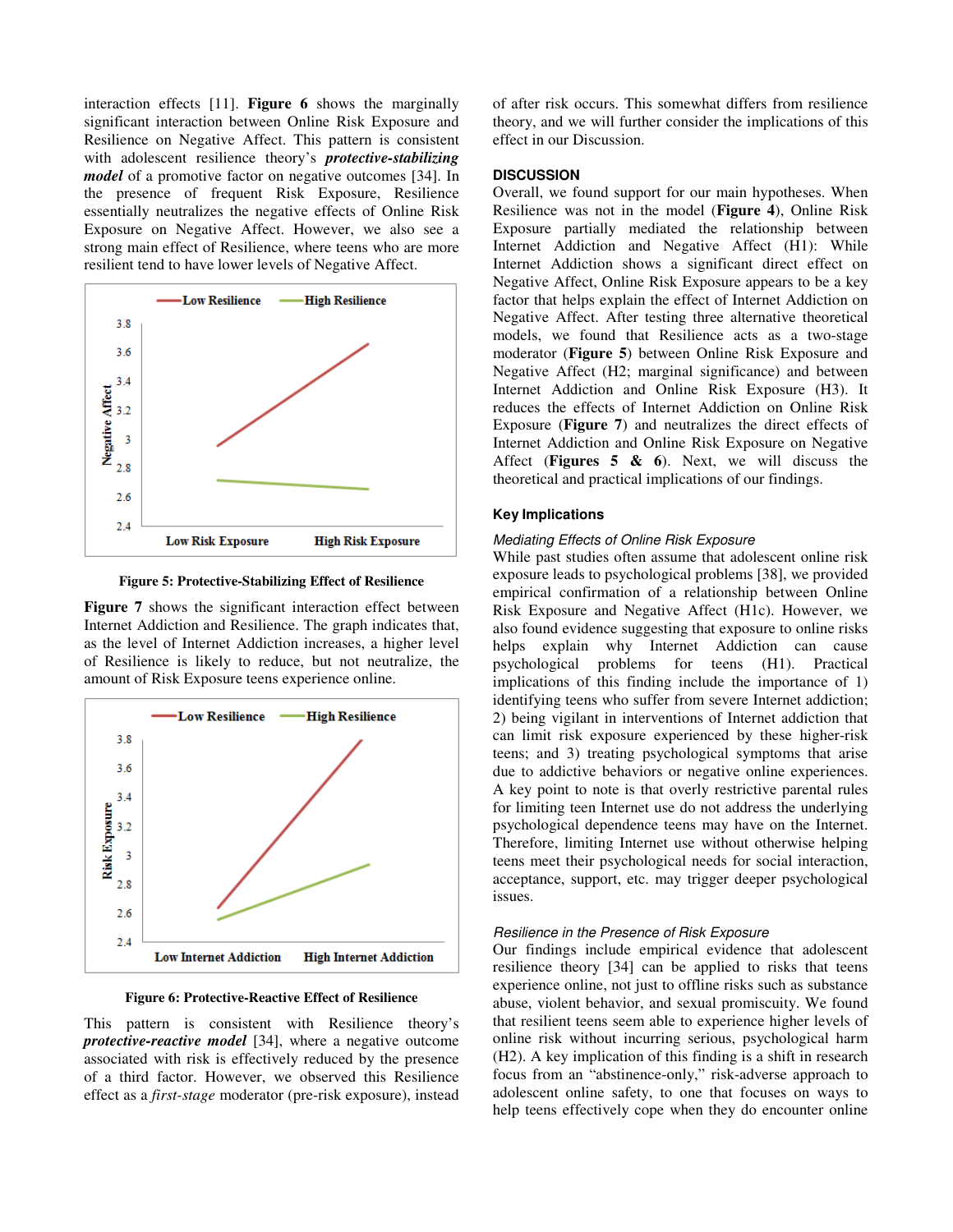interaction effects [11]. **Figure 6** shows the marginally significant interaction between Online Risk Exposure and Resilience on Negative Affect. This pattern is consistent with adolescent resilience theory's ***protective-stabilizing model*** of a promotive factor on negative outcomes [34]. In the presence of frequent Risk Exposure, Resilience essentially neutralizes the negative effects of Online Risk Exposure on Negative Affect. However, we also see a strong main effect of Resilience, where teens who are more resilient tend to have lower levels of Negative Affect.

**Figure 5: Protective-Stabilizing Effect of Resilience**

**Figure 7** shows the significant interaction effect between Internet Addiction and Resilience. The graph indicates that, as the level of Internet Addiction increases, a higher level of Resilience is likely to reduce, but not neutralize, the amount of Risk Exposure teens experience online.

**Figure 6: Protective-Reactive Effect of Resilience**

This pattern is consistent with Resilience theory's ***protective-reactive model*** [34], where a negative outcome associated with risk is effectively reduced by the presence of a third factor. However, we observed this Resilience effect as a *first-stage* moderator (pre-risk exposure), instead of after risk occurs. This somewhat differs from resilience theory, and we will further consider the implications of this effect in our Discussion.

## DISCUSSION

Overall, we found support for our main hypotheses. When Resilience was not in the model (**Figure 4**), Online Risk Exposure partially mediated the relationship between Internet Addiction and Negative Affect (H1): While Internet Addiction shows a significant direct effect on Negative Affect, Online Risk Exposure appears to be a key factor that helps explain the effect of Internet Addiction on Negative Affect. After testing three alternative theoretical models, we found that Resilience acts as a two-stage moderator (**Figure 5**) between Online Risk Exposure and Negative Affect (H2; marginal significance) and between Internet Addiction and Online Risk Exposure (H3). It reduces the effects of Internet Addiction on Online Risk Exposure (**Figure 7**) and neutralizes the direct effects of Internet Addiction and Online Risk Exposure on Negative Affect (**Figures 5 & 6**). Next, we will discuss the theoretical and practical implications of our findings.

### Key Implications

*Mediating Effects of Online Risk Exposure*

While past studies often assume that adolescent online risk exposure leads to psychological problems [38], we provided empirical confirmation of a relationship between Online Risk Exposure and Negative Affect (H1c). However, we also found evidence suggesting that exposure to online risks helps explain why Internet Addiction can cause psychological problems for teens (H1). Practical implications of this finding include the importance of 1) identifying teens who suffer from severe Internet addiction; 2) being vigilant in interventions of Internet addiction that can limit risk exposure experienced by these higher-risk teens; and 3) treating psychological symptoms that arise due to addictive behaviors or negative online experiences. A key point to note is that overly restrictive parental rules for limiting teen Internet use do not address the underlying psychological dependence teens may have on the Internet. Therefore, limiting Internet use without otherwise helping teens meet their psychological needs for social interaction, acceptance, support, etc. may trigger deeper psychological issues.

*Resilience in the Presence of Risk Exposure*

Our findings include empirical evidence that adolescent resilience theory [34] can be applied to risks that teens experience online, not just to offline risks such as substance abuse, violent behavior, and sexual promiscuity. We found that resilient teens seem able to experience higher levels of online risk without incurring serious, psychological harm (H2). A key implication of this finding is a shift in research focus from an "abstinence-only," risk-adverse approach to adolescent online safety, to one that focuses on ways to help teens effectively cope when they do encounter online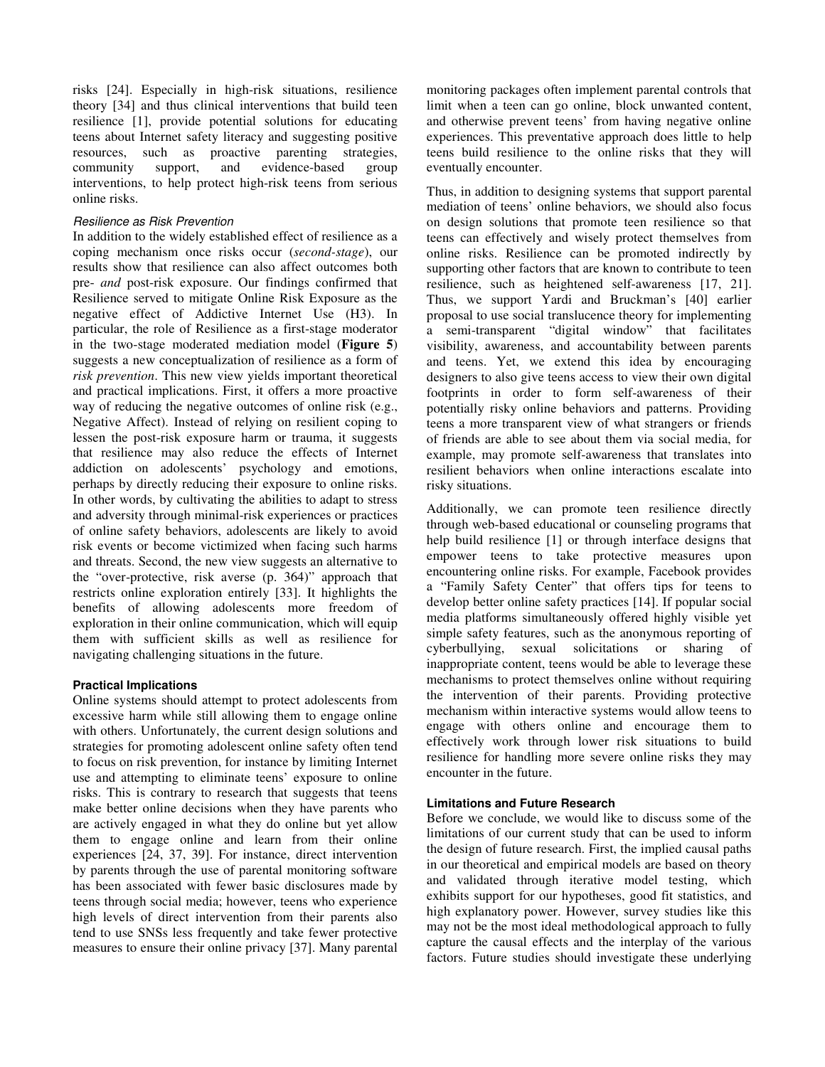risks [24]. Especially in high-risk situations, resilience theory [34] and thus clinical interventions that build teen resilience [1], provide potential solutions for educating teens about Internet safety literacy and suggesting positive resources, such as proactive parenting strategies, community support, and evidence-based group interventions, to help protect high-risk teens from serious online risks.

#### *Resilience as Risk Prevention*

In addition to the widely established effect of resilience as a coping mechanism once risks occur (*second-stage*), our results show that resilience can also affect outcomes both pre- *and* post-risk exposure. Our findings confirmed that Resilience served to mitigate Online Risk Exposure as the negative effect of Addictive Internet Use (H3). In particular, the role of Resilience as a first-stage moderator in the two-stage moderated mediation model (**Figure 5**) suggests a new conceptualization of resilience as a form of *risk prevention*. This new view yields important theoretical and practical implications. First, it offers a more proactive way of reducing the negative outcomes of online risk (e.g., Negative Affect). Instead of relying on resilient coping to lessen the post-risk exposure harm or trauma, it suggests that resilience may also reduce the effects of Internet addiction on adolescents' psychology and emotions, perhaps by directly reducing their exposure to online risks. In other words, by cultivating the abilities to adapt to stress and adversity through minimal-risk experiences or practices of online safety behaviors, adolescents are likely to avoid risk events or become victimized when facing such harms and threats. Second, the new view suggests an alternative to the "over-protective, risk averse (p. 364)" approach that restricts online exploration entirely [33]. It highlights the benefits of allowing adolescents more freedom of exploration in their online communication, which will equip them with sufficient skills as well as resilience for navigating challenging situations in the future.

### Practical Implications

Online systems should attempt to protect adolescents from excessive harm while still allowing them to engage online with others. Unfortunately, the current design solutions and strategies for promoting adolescent online safety often tend to focus on risk prevention, for instance by limiting Internet use and attempting to eliminate teens' exposure to online risks. This is contrary to research that suggests that teens make better online decisions when they have parents who are actively engaged in what they do online but yet allow them to engage online and learn from their online experiences [24, 37, 39]. For instance, direct intervention by parents through the use of parental monitoring software has been associated with fewer basic disclosures made by teens through social media; however, teens who experience high levels of direct intervention from their parents also tend to use SNSs less frequently and take fewer protective measures to ensure their online privacy [37]. Many parental monitoring packages often implement parental controls that limit when a teen can go online, block unwanted content, and otherwise prevent teens' from having negative online experiences. This preventative approach does little to help teens build resilience to the online risks that they will eventually encounter.

Thus, in addition to designing systems that support parental mediation of teens' online behaviors, we should also focus on design solutions that promote teen resilience so that teens can effectively and wisely protect themselves from online risks. Resilience can be promoted indirectly by supporting other factors that are known to contribute to teen resilience, such as heightened self-awareness [17, 21]. Thus, we support Yardi and Bruckman's [40] earlier proposal to use social translucence theory for implementing a semi-transparent "digital window" that facilitates visibility, awareness, and accountability between parents and teens. Yet, we extend this idea by encouraging designers to also give teens access to view their own digital footprints in order to form self-awareness of their potentially risky online behaviors and patterns. Providing teens a more transparent view of what strangers or friends of friends are able to see about them via social media, for example, may promote self-awareness that translates into resilient behaviors when online interactions escalate into risky situations.

Additionally, we can promote teen resilience directly through web-based educational or counseling programs that help build resilience [1] or through interface designs that empower teens to take protective measures upon encountering online risks. For example, Facebook provides a "Family Safety Center" that offers tips for teens to develop better online safety practices [14]. If popular social media platforms simultaneously offered highly visible yet simple safety features, such as the anonymous reporting of cyberbullying, sexual solicitations or sharing of inappropriate content, teens would be able to leverage these mechanisms to protect themselves online without requiring the intervention of their parents. Providing protective mechanism within interactive systems would allow teens to engage with others online and encourage them to effectively work through lower risk situations to build resilience for handling more severe online risks they may encounter in the future.

### Limitations and Future Research

Before we conclude, we would like to discuss some of the limitations of our current study that can be used to inform the design of future research. First, the implied causal paths in our theoretical and empirical models are based on theory and validated through iterative model testing, which exhibits support for our hypotheses, good fit statistics, and high explanatory power. However, survey studies like this may not be the most ideal methodological approach to fully capture the causal effects and the interplay of the various factors. Future studies should investigate these underlying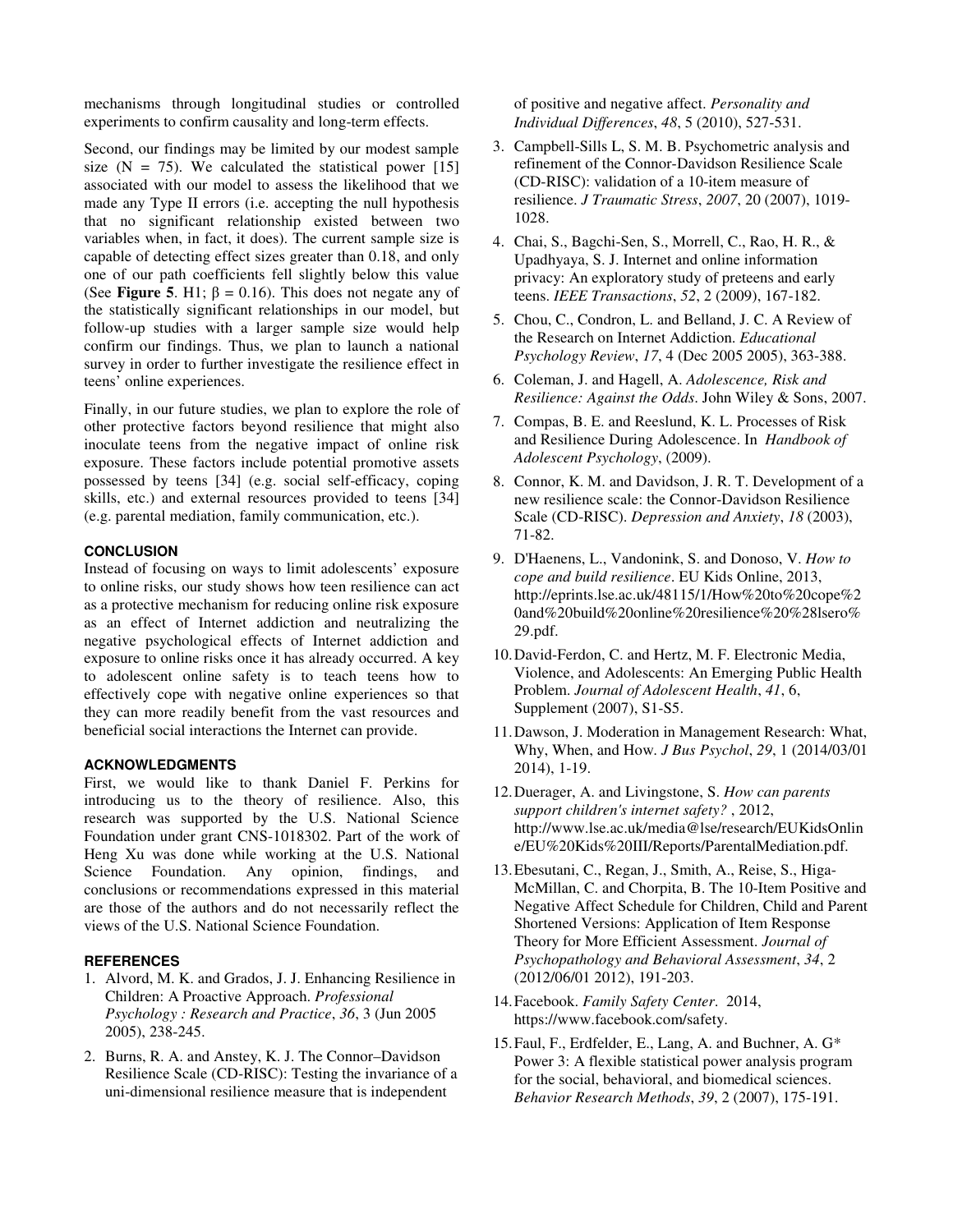mechanisms through longitudinal studies or controlled experiments to confirm causality and long-term effects.

Second, our findings may be limited by our modest sample size (N = 75). We calculated the statistical power [15] associated with our model to assess the likelihood that we made any Type II errors (i.e. accepting the null hypothesis that no significant relationship existed between two variables when, in fact, it does). The current sample size is capable of detecting effect sizes greater than 0.18, and only one of our path coefficients fell slightly below this value (See **Figure 5**. H1; $\beta = 0.16$). This does not negate any of the statistically significant relationships in our model, but follow-up studies with a larger sample size would help confirm our findings. Thus, we plan to launch a national survey in order to further investigate the resilience effect in teens' online experiences.

Finally, in our future studies, we plan to explore the role of other protective factors beyond resilience that might also inoculate teens from the negative impact of online risk exposure. These factors include potential promotive assets possessed by teens [34] (e.g. social self-efficacy, coping skills, etc.) and external resources provided to teens [34] (e.g. parental mediation, family communication, etc.).

## CONCLUSION

Instead of focusing on ways to limit adolescents' exposure to online risks, our study shows how teen resilience can act as a protective mechanism for reducing online risk exposure as an effect of Internet addiction and neutralizing the negative psychological effects of Internet addiction and exposure to online risks once it has already occurred. A key to adolescent online safety is to teach teens how to effectively cope with negative online experiences so that they can more readily benefit from the vast resources and beneficial social interactions the Internet can provide.

## ACKNOWLEDGMENTS

First, we would like to thank Daniel F. Perkins for introducing us to the theory of resilience. Also, this research was supported by the U.S. National Science Foundation under grant CNS-1018302. Part of the work of Heng Xu was done while working at the U.S. National Science Foundation. Any opinion, findings, and conclusions or recommendations expressed in this material are those of the authors and do not necessarily reflect the views of the U.S. National Science Foundation.

## REFERENCES

1. Alvord, M. K. and Grados, J. J. Enhancing Resilience in Children: A Proactive Approach. *Professional Psychology : Research and Practice*, *36*, 3 (Jun 2005 2005), 238-245.
2. Burns, R. A. and Anstey, K. J. The Connor–Davidson Resilience Scale (CD-RISC): Testing the invariance of a uni-dimensional resilience measure that is independent of positive and negative affect. *Personality and Individual Differences*, *48*, 5 (2010), 527-531.
3. Campbell-Sills L, S. M. B. Psychometric analysis and refinement of the Connor-Davidson Resilience Scale (CD-RISC): validation of a 10-item measure of resilience. *J Traumatic Stress*, *2007*, 20 (2007), 1019-1028.
4. Chai, S., Bagchi-Sen, S., Morrell, C., Rao, H. R., & Upadhyaya, S. J. Internet and online information privacy: An exploratory study of preteens and early teens. *IEEE Transactions*, *52*, 2 (2009), 167-182.
5. Chou, C., Condron, L. and Belland, J. C. A Review of the Research on Internet Addiction. *Educational Psychology Review*, *17*, 4 (Dec 2005 2005), 363-388.
6. Coleman, J. and Hagell, A. *Adolescence, Risk and Resilience: Against the Odds*. John Wiley & Sons, 2007.
7. Compas, B. E. and Reeslund, K. L. Processes of Risk and Resilience During Adolescence. In *Handbook of Adolescent Psychology*, (2009).
8. Connor, K. M. and Davidson, J. R. T. Development of a new resilience scale: the Connor-Davidson Resilience Scale (CD-RISC). *Depression and Anxiety*, *18* (2003), 71-82.
9. D'Haenens, L., Vandonink, S. and Donoso, V. *How to cope and build resilience*. EU Kids Online, 2013, http://eprints.lse.ac.uk/48115/1/How%20to%20cope%20and%20build%20online%20resilience%20%28lsero%29.pdf.
10. David-Ferdon, C. and Hertz, M. F. Electronic Media, Violence, and Adolescents: An Emerging Public Health Problem. *Journal of Adolescent Health*, *41*, 6, Supplement (2007), S1-S5.
11. Dawson, J. Moderation in Management Research: What, Why, When, and How. *J Bus Psychol*, *29*, 1 (2014/03/01 2014), 1-19.
12. Dueráger, A. and Livingstone, S. *How can parents support children's internet safety?* , 2012, http://www.lse.ac.uk/media@lse/research/EUKidsOnline/EU%20Kids%20III/Reports/ParentalMediation.pdf.
13. Ebesutani, C., Regan, J., Smith, A., Reise, S., Higa-McMillan, C. and Chorpita, B. The 10-Item Positive and Negative Affect Schedule for Children, Child and Parent Shortened Versions: Application of Item Response Theory for More Efficient Assessment. *Journal of Psychopathology and Behavioral Assessment*, *34*, 2 (2012/06/01 2012), 191-203.
14. Facebook. *Family Safety Center*. 2014, https://www.facebook.com/safety.
15. Faul, F., Erdfelder, E., Lang, A. and Buchner, A. G* Power 3: A flexible statistical power analysis program for the social, behavioral, and biomedical sciences. *Behavior Research Methods*, *39*, 2 (2007), 175-191.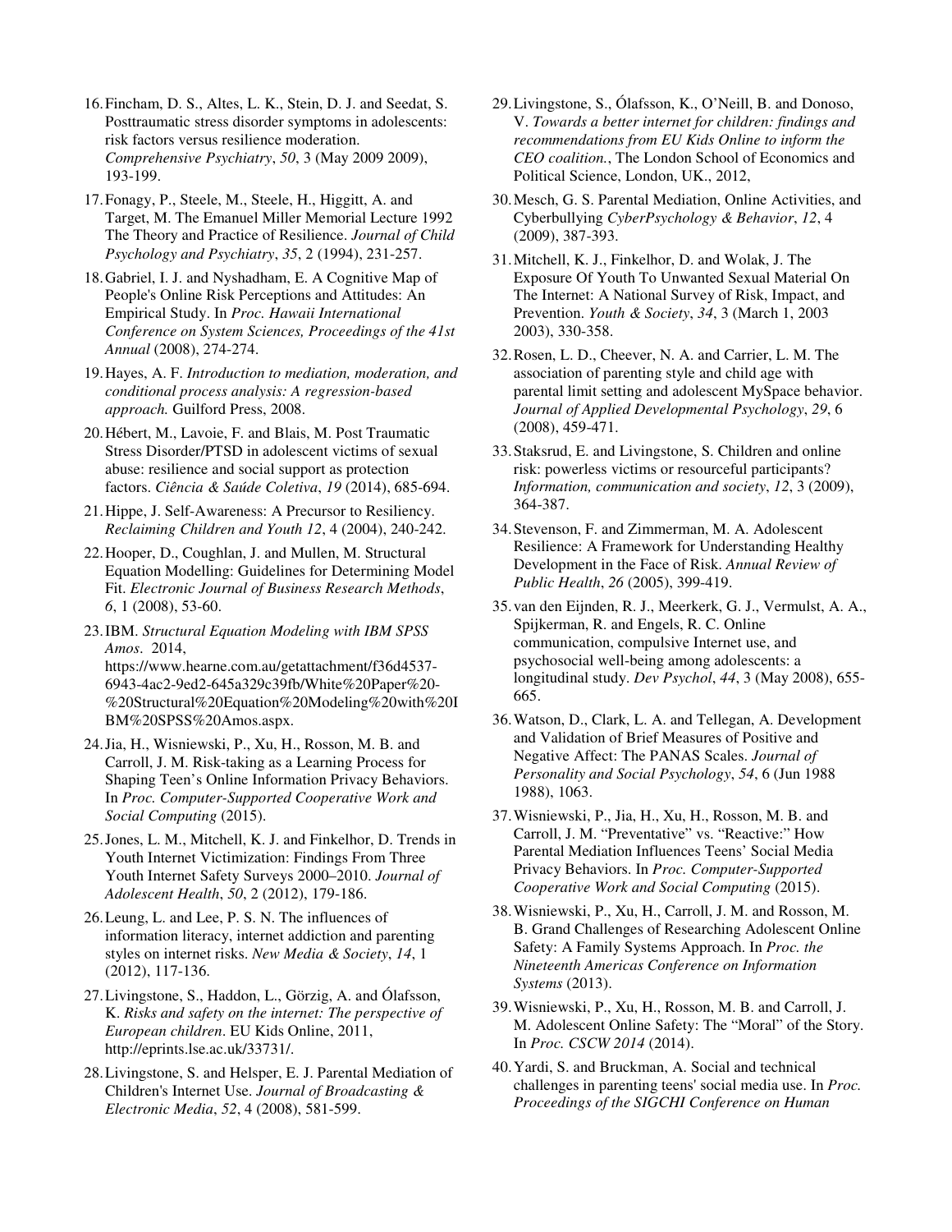16. Fincham, D. S., Altes, L. K., Stein, D. J. and Seedat, S. Posttraumatic stress disorder symptoms in adolescents: risk factors versus resilience moderation. *Comprehensive Psychiatry*, *50*, 3 (May 2009 2009), 193-199.

17. Fonagy, P., Steele, M., Steele, H., Higgitt, A. and Target, M. The Emanuel Miller Memorial Lecture 1992 The Theory and Practice of Resilience. *Journal of Child Psychology and Psychiatry*, *35*, 2 (1994), 231-257.

18. Gabriel, I. J. and Nyshadham, E. A Cognitive Map of People's Online Risk Perceptions and Attitudes: An Empirical Study. In *Proc. Hawaii International Conference on System Sciences, Proceedings of the 41st Annual* (2008), 274-274.

19. Hayes, A. F. *Introduction to mediation, moderation, and conditional process analysis: A regression-based approach.* Guilford Press, 2008.

20. Hébert, M., Lavoie, F. and Blais, M. Post Traumatic Stress Disorder/PTSD in adolescent victims of sexual abuse: resilience and social support as protection factors. *Ciência & Saúde Coletiva*, *19* (2014), 685-694.

21. Hippe, J. Self-Awareness: A Precursor to Resiliency. *Reclaiming Children and Youth 12*, 4 (2004), 240-242.

22. Hooper, D., Coughlan, J. and Mullen, M. Structural Equation Modelling: Guidelines for Determining Model Fit. *Electronic Journal of Business Research Methods*, *6*, 1 (2008), 53-60.

23. IBM. *Structural Equation Modeling with IBM SPSS Amos*. 2014, https://www.hearne.com.au/getattachment/f36d4537-6943-4ac2-9ed2-645a329c39fb/White%20Paper%20-%20Structural%20Equation%20Modeling%20with%20IBM%20SPSS%20Amos.aspx.

24. Jia, H., Wisniewski, P., Xu, H., Rosson, M. B. and Carroll, J. M. Risk-taking as a Learning Process for Shaping Teen's Online Information Privacy Behaviors. In *Proc. Computer-Supported Cooperative Work and Social Computing* (2015).

25. Jones, L. M., Mitchell, K. J. and Finkelhor, D. Trends in Youth Internet Victimization: Findings From Three Youth Internet Safety Surveys 2000–2010. *Journal of Adolescent Health*, *50*, 2 (2012), 179-186.

26. Leung, L. and Lee, P. S. N. The influences of information literacy, internet addiction and parenting styles on internet risks. *New Media & Society*, *14*, 1 (2012), 117-136.

27. Livingstone, S., Haddon, L., Görzig, A. and Ólafsson, K. *Risks and safety on the internet: The perspective of European children*. EU Kids Online, 2011, http://eprints.lse.ac.uk/33731/.

28. Livingstone, S. and Helsper, E. J. Parental Mediation of Children's Internet Use. *Journal of Broadcasting & Electronic Media*, *52*, 4 (2008), 581-599.

29. Livingstone, S., Ólafsson, K., O'Neill, B. and Donoso, V. *Towards a better internet for children: findings and recommendations from EU Kids Online to inform the CEO coalition.*, The London School of Economics and Political Science, London, UK., 2012,

30. Mesch, G. S. Parental Mediation, Online Activities, and Cyberbullying *CyberPsychology & Behavior*, *12*, 4 (2009), 387-393.

31. Mitchell, K. J., Finkelhor, D. and Wolak, J. The Exposure Of Youth To Unwanted Sexual Material On The Internet: A National Survey of Risk, Impact, and Prevention. *Youth & Society*, *34*, 3 (March 1, 2003 2003), 330-358.

32. Rosen, L. D., Cheever, N. A. and Carrier, L. M. The association of parenting style and child age with parental limit setting and adolescent MySpace behavior. *Journal of Applied Developmental Psychology*, *29*, 6 (2008), 459-471.

33. Staksrud, E. and Livingstone, S. Children and online risk: powerless victims or resourceful participants? *Information, communication and society*, *12*, 3 (2009), 364-387.

34. Stevenson, F. and Zimmerman, M. A. Adolescent Resilience: A Framework for Understanding Healthy Development in the Face of Risk. *Annual Review of Public Health*, *26* (2005), 399-419.

35. van den Eijnden, R. J., Meerkerk, G. J., Vermulst, A. A., Spijkerman, R. and Engels, R. C. Online communication, compulsive Internet use, and psychosocial well-being among adolescents: a longitudinal study. *Dev Psychol*, *44*, 3 (May 2008), 655-665.

36. Watson, D., Clark, L. A. and Tellegan, A. Development and Validation of Brief Measures of Positive and Negative Affect: The PANAS Scales. *Journal of Personality and Social Psychology*, *54*, 6 (Jun 1988 1988), 1063.

37. Wisniewski, P., Jia, H., Xu, H., Rosson, M. B. and Carroll, J. M. "Preventative" vs. "Reactive:" How Parental Mediation Influences Teens' Social Media Privacy Behaviors. In *Proc. Computer-Supported Cooperative Work and Social Computing* (2015).

38. Wisniewski, P., Xu, H., Carroll, J. M. and Rosson, M. B. Grand Challenges of Researching Adolescent Online Safety: A Family Systems Approach. In *Proc. the Nineteenth Americas Conference on Information Systems* (2013).

39. Wisniewski, P., Xu, H., Rosson, M. B. and Carroll, J. M. Adolescent Online Safety: The "Moral" of the Story. In *Proc. CSCW 2014* (2014).

40. Yardi, S. and Bruckman, A. Social and technical challenges in parenting teens' social media use. In *Proc. Proceedings of the SIGCHI Conference on Human*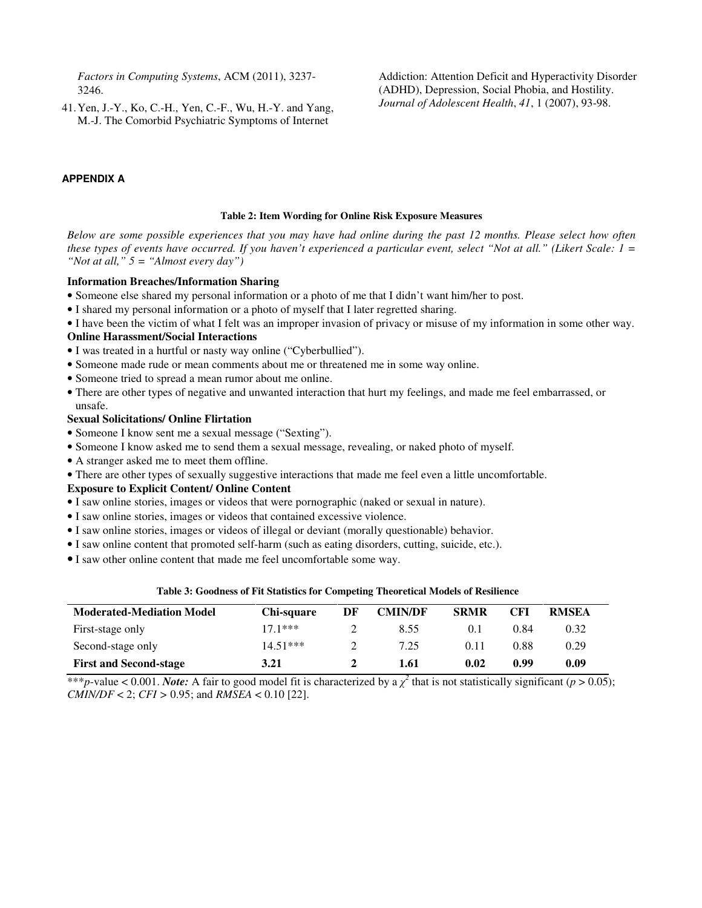*Factors in Computing Systems*, ACM (2011), 3237-3246.

41. Yen, J.-Y., Ko, C.-H., Yen, C.-F., Wu, H.-Y. and Yang, M.-J. The Comorbid Psychiatric Symptoms of Internet Addiction: Attention Deficit and Hyperactivity Disorder (ADHD), Depression, Social Phobia, and Hostility. *Journal of Adolescent Health*, *41*, 1 (2007), 93-98.

## APPENDIX A

**Table 2: Item Wording for Online Risk Exposure Measures**

*Below are some possible experiences that you may have had online during the past 12 months. Please select how often these types of events have occurred. If you haven't experienced a particular event, select "Not at all." (Likert Scale: 1 = "Not at all," 5 = "Almost every day")*

**Information Breaches/Information Sharing**

- Someone else shared my personal information or a photo of me that I didn't want him/her to post.
- I shared my personal information or a photo of myself that I later regretted sharing.
- I have been the victim of what I felt was an improper invasion of privacy or misuse of my information in some other way.

**Online Harassment/Social Interactions**

- I was treated in a hurtful or nasty way online ("Cyberbullied").
- Someone made rude or mean comments about me or threatened me in some way online.
- Someone tried to spread a mean rumor about me online.
- There are other types of negative and unwanted interaction that hurt my feelings, and made me feel embarrassed, or unsafe.

**Sexual Solicitations/ Online Flirtation**

- Someone I know sent me a sexual message ("Sexting").
- Someone I know asked me to send them a sexual message, revealing, or naked photo of myself.
- A stranger asked me to meet them offline.
- There are other types of sexually suggestive interactions that made me feel even a little uncomfortable.

**Exposure to Explicit Content/ Online Content**

- I saw online stories, images or videos that were pornographic (naked or sexual in nature).
- I saw online stories, images or videos that contained excessive violence.
- I saw online stories, images or videos of illegal or deviant (morally questionable) behavior.
- I saw online content that promoted self-harm (such as eating disorders, cutting, suicide, etc.).
- I saw other online content that made me feel uncomfortable some way.

**Table 3: Goodness of Fit Statistics for Competing Theoretical Models of Resilience**

| Moderated-Mediation Model | Chi-square | DF | CMIN/DF | SRMR | CFI | RMSEA |
|---|---|---|---|---|---|---|
| First-stage only | 17.1*** | 2 | 8.55 | 0.1 | 0.84 | 0.32 |
| Second-stage only | 14.51*** | 2 | 7.25 | 0.11 | 0.88 | 0.29 |
| **First and Second-stage** | **3.21** | **2** | **1.61** | **0.02** | **0.99** | **0.09** |

****p*-value < 0.001. ***Note:*** A fair to good model fit is characterized by a $\chi^2$ that is not statistically significant ($p > 0.05$); *CMIN/DF* < 2; *CFI* > 0.95; and *RMSEA* < 0.10 [22].